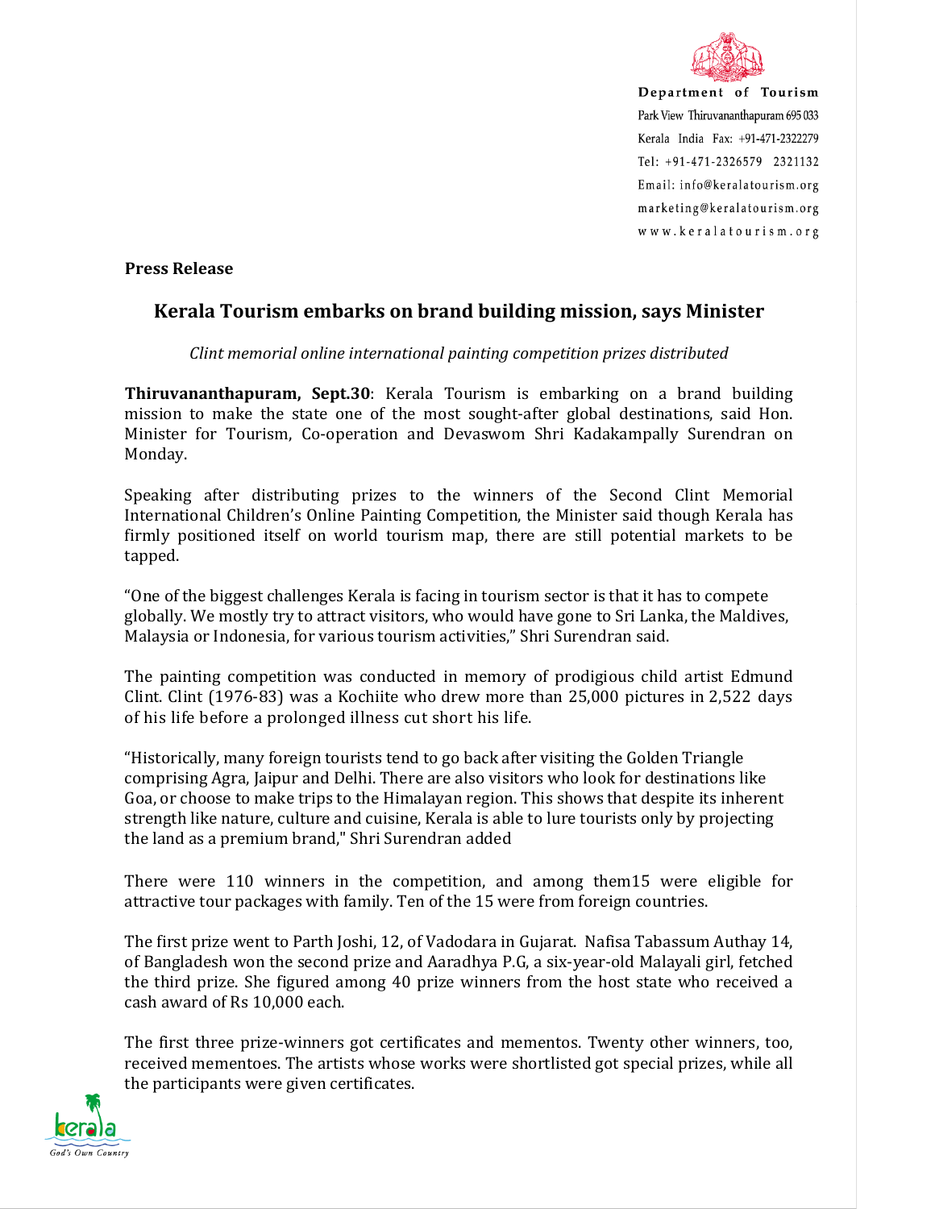Department of Tourism
Park View Thiruvananthapuram 695 033
Kerala India Fax: +91-471-2322279
Tel: +91-471-2326579 2321132
Email: info@keralatourism.org
marketing@keralatourism.org
www.keralatourism.org

**Press Release**

## Kerala Tourism embarks on brand building mission, says Minister

*Clint memorial online international painting competition prizes distributed*

**Thiruvananthapuram, Sept.30**: Kerala Tourism is embarking on a brand building mission to make the state one of the most sought-after global destinations, said Hon. Minister for Tourism, Co-operation and Devaswom Shri Kadakampally Surendran on Monday.

Speaking after distributing prizes to the winners of the Second Clint Memorial International Children's Online Painting Competition, the Minister said though Kerala has firmly positioned itself on world tourism map, there are still potential markets to be tapped.

"One of the biggest challenges Kerala is facing in tourism sector is that it has to compete globally. We mostly try to attract visitors, who would have gone to Sri Lanka, the Maldives, Malaysia or Indonesia, for various tourism activities," Shri Surendran said.

The painting competition was conducted in memory of prodigious child artist Edmund Clint. Clint (1976-83) was a Kochiite who drew more than 25,000 pictures in 2,522 days of his life before a prolonged illness cut short his life.

"Historically, many foreign tourists tend to go back after visiting the Golden Triangle comprising Agra, Jaipur and Delhi. There are also visitors who look for destinations like Goa, or choose to make trips to the Himalayan region. This shows that despite its inherent strength like nature, culture and cuisine, Kerala is able to lure tourists only by projecting the land as a premium brand," Shri Surendran added

There were 110 winners in the competition, and among them15 were eligible for attractive tour packages with family. Ten of the 15 were from foreign countries.

The first prize went to Parth Joshi, 12, of Vadodara in Gujarat. Nafisa Tabassum Authay 14, of Bangladesh won the second prize and Aaradhya P.G, a six-year-old Malayali girl, fetched the third prize. She figured among 40 prize winners from the host state who received a cash award of Rs 10,000 each.

The first three prize-winners got certificates and mementos. Twenty other winners, too, received mementoes. The artists whose works were shortlisted got special prizes, while all the participants were given certificates.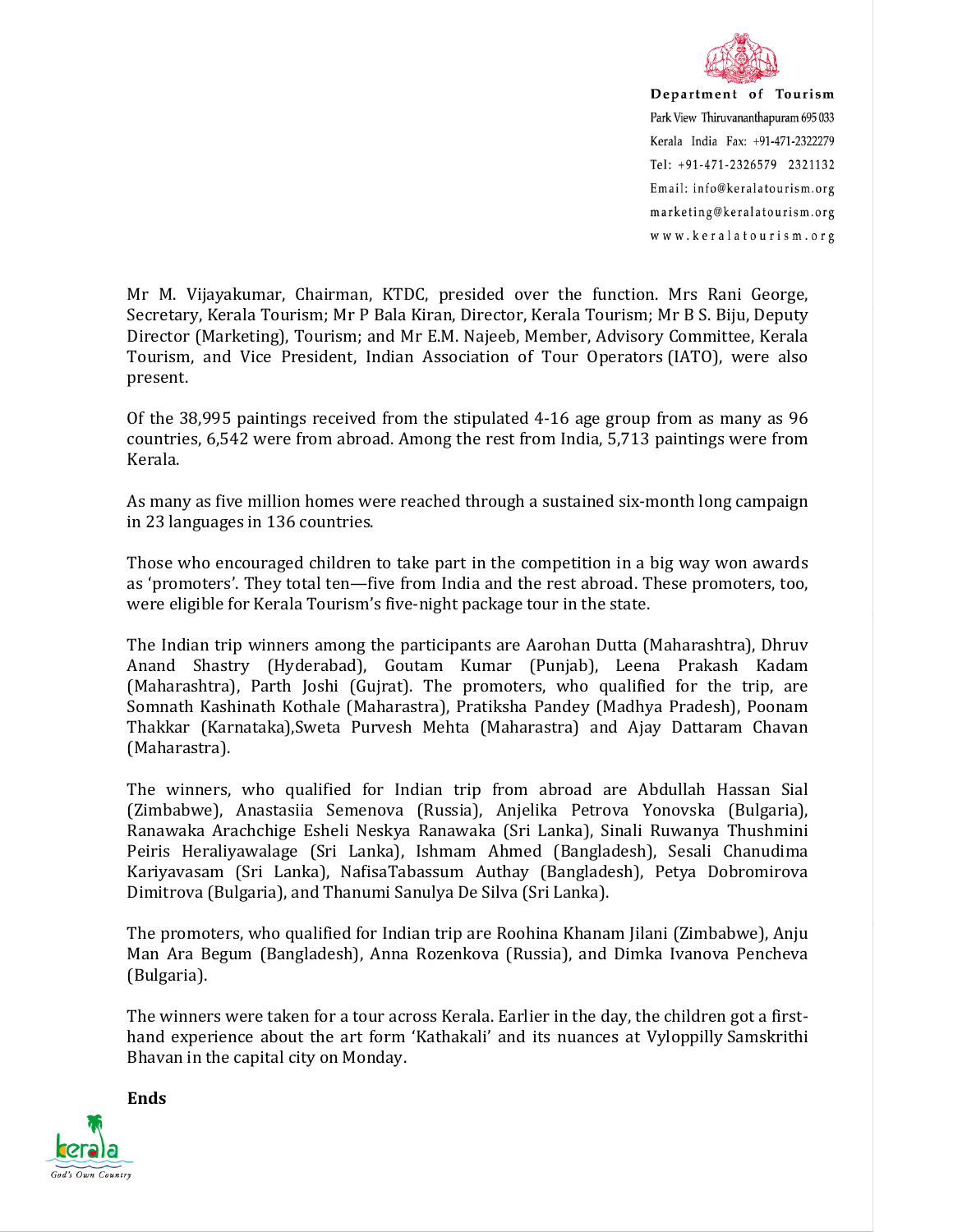Department of Tourism
Park View Thiruvananthapuram 695 033
Kerala India Fax: +91-471-2322279
Tel: +91-471-2326579 2321132
Email: info@keralatourism.org
marketing@keralatourism.org
www.keralatourism.org

Mr M. Vijayakumar, Chairman, KTDC, presided over the function. Mrs Rani George, Secretary, Kerala Tourism; Mr P Bala Kiran, Director, Kerala Tourism; Mr B S. Biju, Deputy Director (Marketing), Tourism; and Mr E.M. Najeeb, Member, Advisory Committee, Kerala Tourism, and Vice President, Indian Association of Tour Operators (IATO), were also present.

Of the 38,995 paintings received from the stipulated 4-16 age group from as many as 96 countries, 6,542 were from abroad. Among the rest from India, 5,713 paintings were from Kerala.

As many as five million homes were reached through a sustained six-month long campaign in 23 languages in 136 countries.

Those who encouraged children to take part in the competition in a big way won awards as 'promoters'. They total ten—five from India and the rest abroad. These promoters, too, were eligible for Kerala Tourism's five-night package tour in the state.

The Indian trip winners among the participants are Aarohan Dutta (Maharashtra), Dhruv Anand Shastry (Hyderabad), Goutam Kumar (Punjab), Leena Prakash Kadam (Maharashtra), Parth Joshi (Gujrat). The promoters, who qualified for the trip, are Somnath Kashinath Kothale (Maharastra), Pratiksha Pandey (Madhya Pradesh), Poonam Thakkar (Karnataka),Sweta Purvesh Mehta (Maharastra) and Ajay Dattaram Chavan (Maharastra).

The winners, who qualified for Indian trip from abroad are Abdullah Hassan Sial (Zimbabwe), Anastasiia Semenova (Russia), Anjelika Petrova Yonovska (Bulgaria), Ranawaka Arachchige Esheli Neskya Ranawaka (Sri Lanka), Sinali Ruwanya Thushmini Peiris Heraliyawalage (Sri Lanka), Ishmam Ahmed (Bangladesh), Sesali Chanudima Kariyavasam (Sri Lanka), NafisaTabassum Authay (Bangladesh), Petya Dobromirova Dimitrova (Bulgaria), and Thanumi Sanulya De Silva (Sri Lanka).

The promoters, who qualified for Indian trip are Roohina Khanam Jilani (Zimbabwe), Anju Man Ara Begum (Bangladesh), Anna Rozenkova (Russia), and Dimka Ivanova Pencheva (Bulgaria).

The winners were taken for a tour across Kerala. Earlier in the day, the children got a first-hand experience about the art form 'Kathakali' and its nuances at Vyloppilly Samskrithi Bhavan in the capital city on Monday.

**Ends**

kerala
God's Own Country